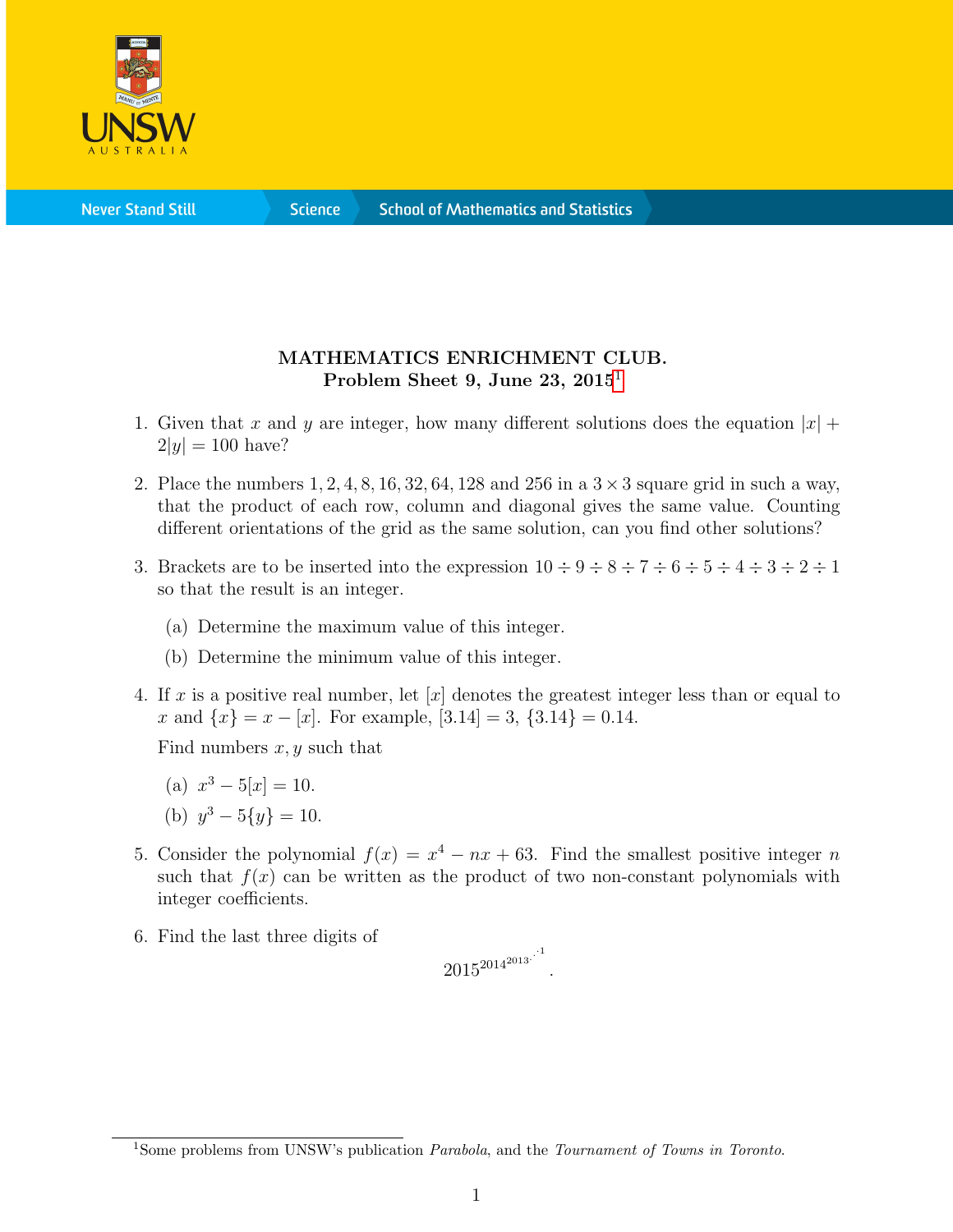**MATHEMATICS ENRICHMENT CLUB.**
**Problem Sheet 9, June 23, 2015**[1]

1. Given that $x$ and $y$ are integer, how many different solutions does the equation $|x| + 2|y| = 100$ have?

2. Place the numbers $1, 2, 4, 8, 16, 32, 64, 128$ and $256$ in a $3 \times 3$ square grid in such a way, that the product of each row, column and diagonal gives the same value. Counting different orientations of the grid as the same solution, can you find other solutions?

3. Brackets are to be inserted into the expression $10 \div 9 \div 8 \div 7 \div 6 \div 5 \div 4 \div 3 \div 2 \div 1$ so that the result is an integer.

   (a) Determine the maximum value of this integer.

   (b) Determine the minimum value of this integer.

4. If $x$ is a positive real number, let $[x]$ denotes the greatest integer less than or equal to $x$ and $\{x\} = x - [x]$. For example, $[3.14] = 3$, $\{3.14\} = 0.14$.

   Find numbers $x, y$ such that

   (a) $x^3 - 5[x] = 10$.

   (b) $y^3 - 5\{y\} = 10$.

5. Consider the polynomial $f(x) = x^4 - nx + 63$. Find the smallest positive integer $n$ such that $f(x)$ can be written as the product of two non-constant polynomials with integer coefficients.

6. Find the last three digits of
$$2015^{2014^{2013^{\cdot^{\cdot^{\cdot^{1}}}}}}.$$

---

[1] Some problems from UNSW's publication *Parabola*, and the *Tournament of Towns in Toronto*.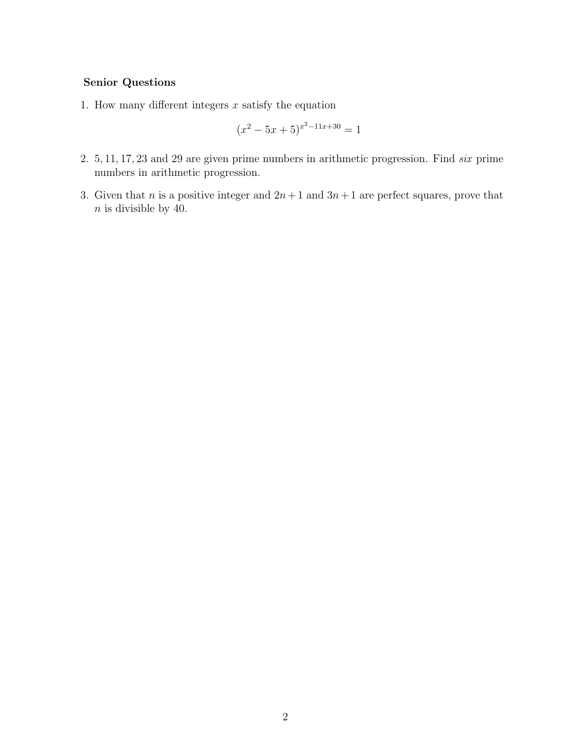**Senior Questions**

1. How many different integers $x$ satisfy the equation

$$(x^2 - 5x + 5)^{x^2-11x+30} = 1$$

2. $5, 11, 17, 23$ and $29$ are given prime numbers in arithmetic progression. Find *six* prime numbers in arithmetic progression.

3. Given that $n$ is a positive integer and $2n+1$ and $3n+1$ are perfect squares, prove that $n$ is divisible by 40.